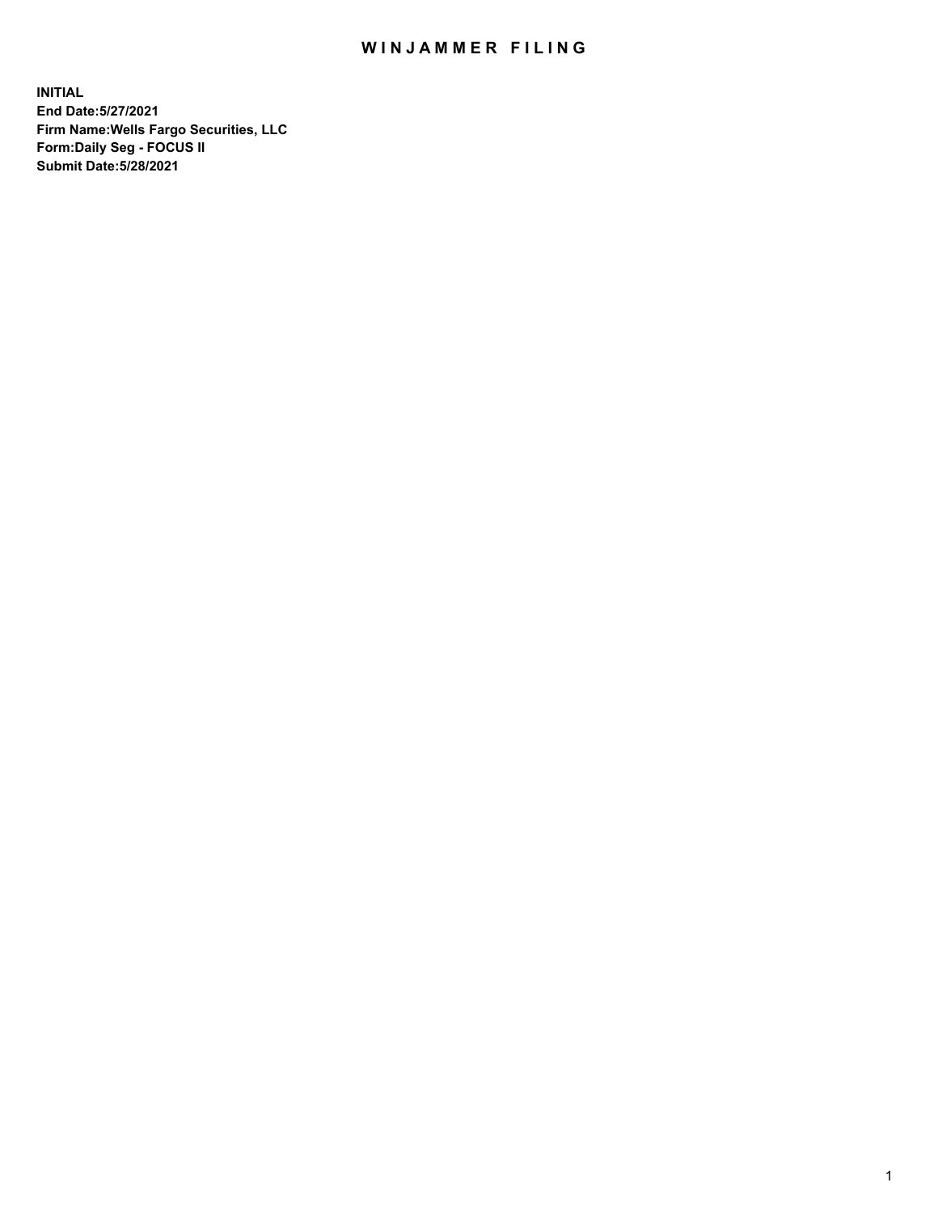# WINJAMMER FILING

**INITIAL**
**End Date:5/27/2021**
**Firm Name:Wells Fargo Securities, LLC**
**Form:Daily Seg - FOCUS II**
**Submit Date:5/28/2021**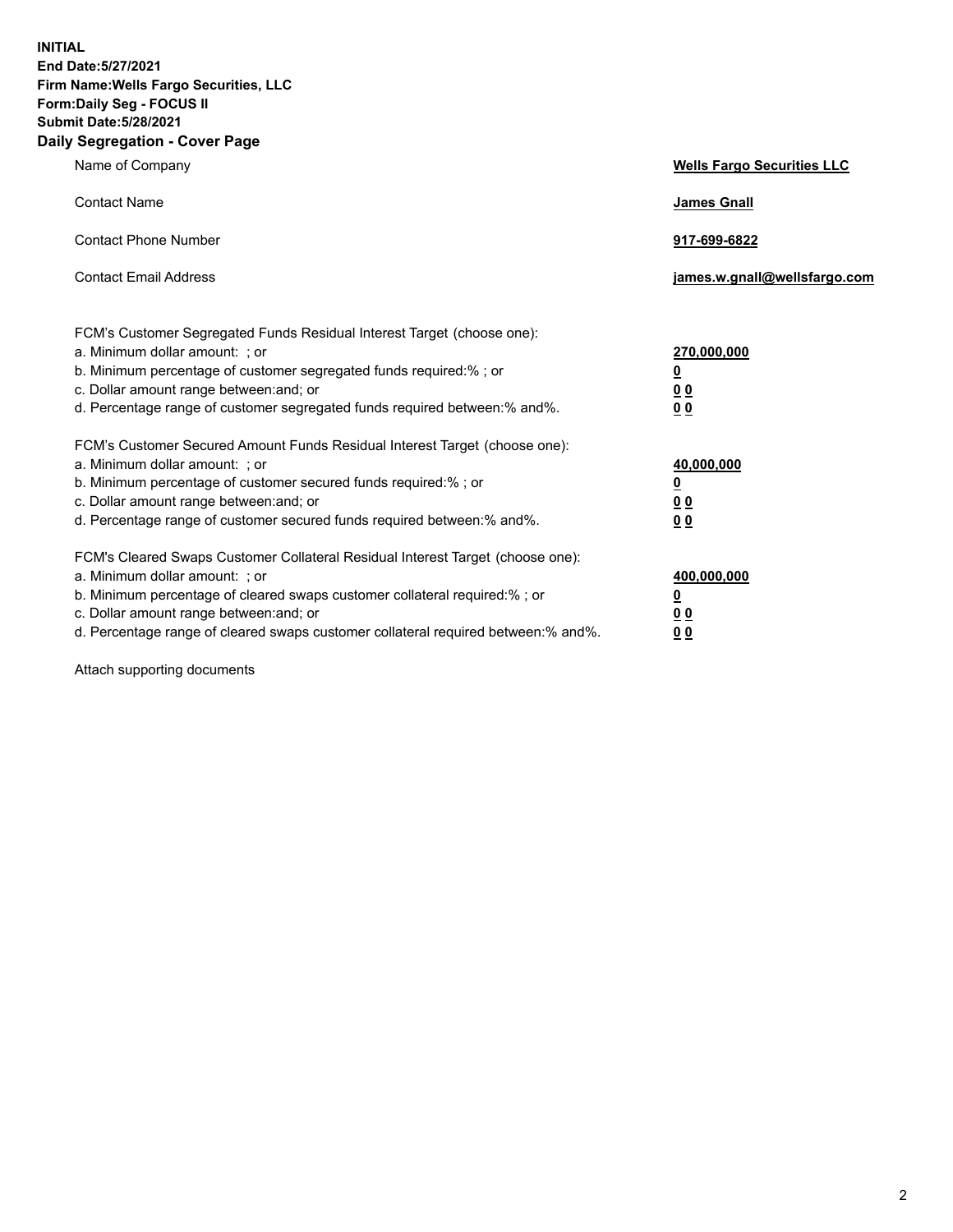**INITIAL**
**End Date:5/27/2021**
**Firm Name:Wells Fargo Securities, LLC**
**Form:Daily Seg - FOCUS II**
**Submit Date:5/28/2021**

## Daily Segregation - Cover Page

| | |
|---|---|
| Name of Company | **Wells Fargo Securities LLC** |
| Contact Name | **James Gnall** |
| Contact Phone Number | **917-699-6822** |
| Contact Email Address | **james.w.gnall@wellsfargo.com** |

FCM's Customer Segregated Funds Residual Interest Target (choose one):

| | |
|---|---|
| a. Minimum dollar amount: ; or | **270,000,000** |
| b. Minimum percentage of customer segregated funds required:% ; or | **0** |
| c. Dollar amount range between:and; or | **0 0** |
| d. Percentage range of customer segregated funds required between:% and%. | **0 0** |

FCM's Customer Secured Amount Funds Residual Interest Target (choose one):

| | |
|---|---|
| a. Minimum dollar amount: ; or | **40,000,000** |
| b. Minimum percentage of customer secured funds required:% ; or | **0** |
| c. Dollar amount range between:and; or | **0 0** |
| d. Percentage range of customer secured funds required between:% and%. | **0 0** |

FCM's Cleared Swaps Customer Collateral Residual Interest Target (choose one):

| | |
|---|---|
| a. Minimum dollar amount: ; or | **400,000,000** |
| b. Minimum percentage of cleared swaps customer collateral required:% ; or | **0** |
| c. Dollar amount range between:and; or | **0 0** |
| d. Percentage range of cleared swaps customer collateral required between:% and%. | **0 0** |

Attach supporting documents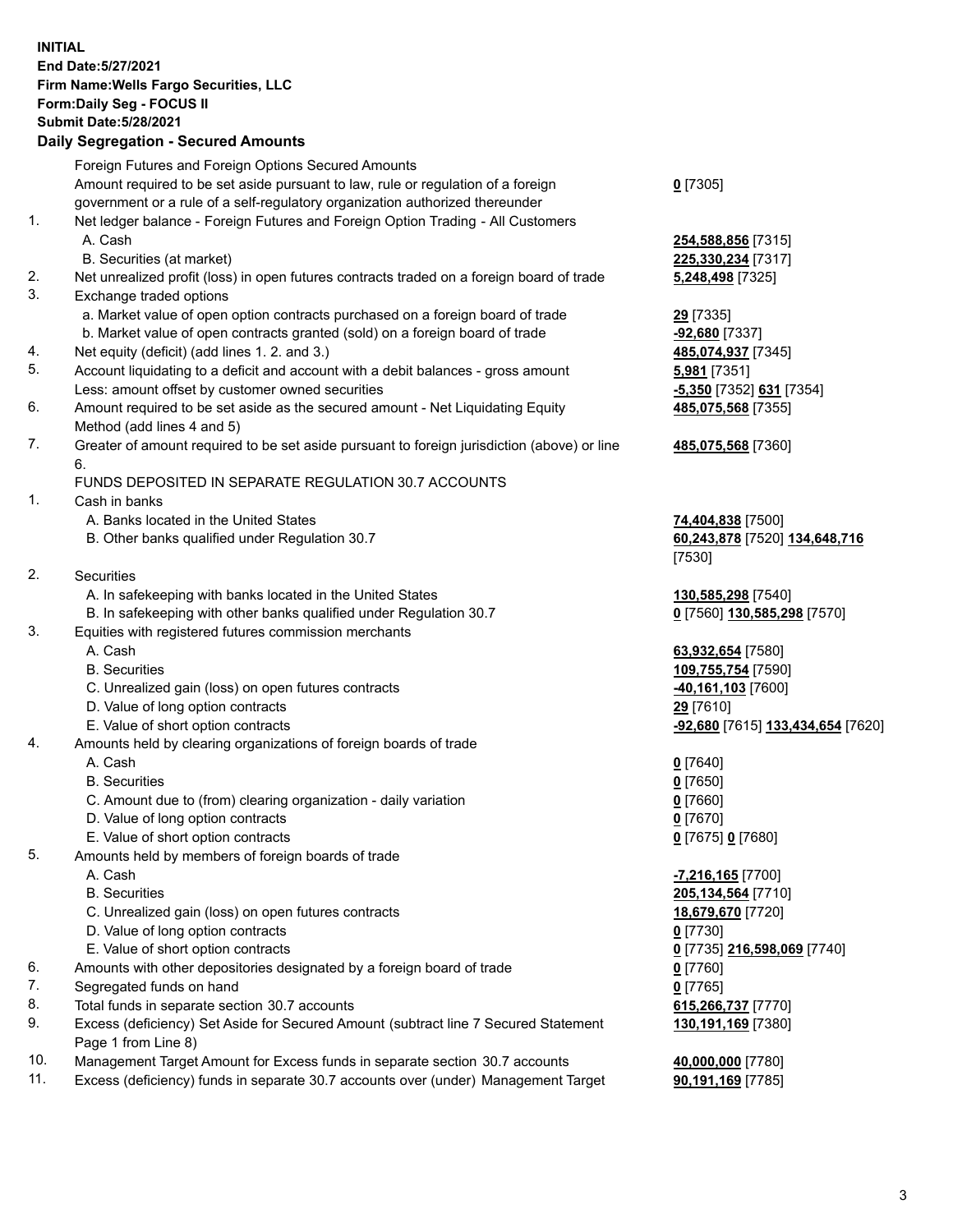**INITIAL**
**End Date:5/27/2021**
**Firm Name:Wells Fargo Securities, LLC**
**Form:Daily Seg - FOCUS II**
**Submit Date:5/28/2021**

## Daily Segregation - Secured Amounts

| | | |
|---|---|---|
| | Foreign Futures and Foreign Options Secured Amounts | |
| | Amount required to be set aside pursuant to law, rule or regulation of a foreign government or a rule of a self-regulatory organization authorized thereunder | **0** [7305] |
| 1. | Net ledger balance - Foreign Futures and Foreign Option Trading - All Customers | |
| | A. Cash | **254,588,856** [7315] |
| | B. Securities (at market) | **225,330,234** [7317] |
| 2. | Net unrealized profit (loss) in open futures contracts traded on a foreign board of trade | **5,248,498** [7325] |
| 3. | Exchange traded options | |
| | a. Market value of open option contracts purchased on a foreign board of trade | **29** [7335] |
| | b. Market value of open contracts granted (sold) on a foreign board of trade | **-92,680** [7337] |
| 4. | Net equity (deficit) (add lines 1. 2. and 3.) | **485,074,937** [7345] |
| 5. | Account liquidating to a deficit and account with a debit balances - gross amount | **5,981** [7351] |
| | Less: amount offset by customer owned securities | **-5,350** [7352] **631** [7354] |
| 6. | Amount required to be set aside as the secured amount - Net Liquidating Equity Method (add lines 4 and 5) | **485,075,568** [7355] |
| 7. | Greater of amount required to be set aside pursuant to foreign jurisdiction (above) or line 6. | **485,075,568** [7360] |
| | FUNDS DEPOSITED IN SEPARATE REGULATION 30.7 ACCOUNTS | |
| 1. | Cash in banks | |
| | A. Banks located in the United States | **74,404,838** [7500] |
| | B. Other banks qualified under Regulation 30.7 | **60,243,878** [7520] **134,648,716** [7530] |
| 2. | Securities | |
| | A. In safekeeping with banks located in the United States | **130,585,298** [7540] |
| | B. In safekeeping with other banks qualified under Regulation 30.7 | **0** [7560] **130,585,298** [7570] |
| 3. | Equities with registered futures commission merchants | |
| | A. Cash | **63,932,654** [7580] |
| | B. Securities | **109,755,754** [7590] |
| | C. Unrealized gain (loss) on open futures contracts | **-40,161,103** [7600] |
| | D. Value of long option contracts | **29** [7610] |
| | E. Value of short option contracts | **-92,680** [7615] **133,434,654** [7620] |
| 4. | Amounts held by clearing organizations of foreign boards of trade | |
| | A. Cash | **0** [7640] |
| | B. Securities | **0** [7650] |
| | C. Amount due to (from) clearing organization - daily variation | **0** [7660] |
| | D. Value of long option contracts | **0** [7670] |
| | E. Value of short option contracts | **0** [7675] **0** [7680] |
| 5. | Amounts held by members of foreign boards of trade | |
| | A. Cash | **-7,216,165** [7700] |
| | B. Securities | **205,134,564** [7710] |
| | C. Unrealized gain (loss) on open futures contracts | **18,679,670** [7720] |
| | D. Value of long option contracts | **0** [7730] |
| | E. Value of short option contracts | **0** [7735] **216,598,069** [7740] |
| 6. | Amounts with other depositories designated by a foreign board of trade | **0** [7760] |
| 7. | Segregated funds on hand | **0** [7765] |
| 8. | Total funds in separate section 30.7 accounts | **615,266,737** [7770] |
| 9. | Excess (deficiency) Set Aside for Secured Amount (subtract line 7 Secured Statement Page 1 from Line 8) | **130,191,169** [7380] |
| 10. | Management Target Amount for Excess funds in separate section 30.7 accounts | **40,000,000** [7780] |
| 11. | Excess (deficiency) funds in separate 30.7 accounts over (under) Management Target | **90,191,169** [7785] |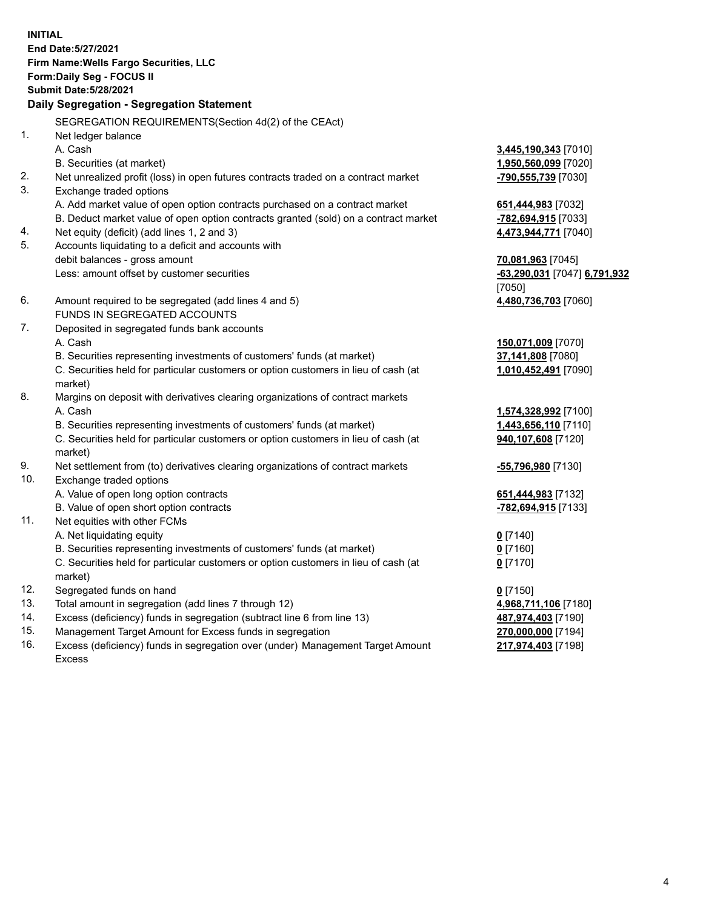**INITIAL**
**End Date:5/27/2021**
**Firm Name:Wells Fargo Securities, LLC**
**Form:Daily Seg - FOCUS II**
**Submit Date:5/28/2021**

## Daily Segregation - Segregation Statement

SEGREGATION REQUIREMENTS(Section 4d(2) of the CEAct)

| | | |
|---|---|---|
| 1. | Net ledger balance | |
| | A. Cash | **3,445,190,343** [7010] |
| | B. Securities (at market) | **1,950,560,099** [7020] |
| 2. | Net unrealized profit (loss) in open futures contracts traded on a contract market | **-790,555,739** [7030] |
| 3. | Exchange traded options | |
| | A. Add market value of open option contracts purchased on a contract market | **651,444,983** [7032] |
| | B. Deduct market value of open option contracts granted (sold) on a contract market | **-782,694,915** [7033] |
| 4. | Net equity (deficit) (add lines 1, 2 and 3) | **4,473,944,771** [7040] |
| 5. | Accounts liquidating to a deficit and accounts with debit balances - gross amount | **70,081,963** [7045] |
| | Less: amount offset by customer securities | **-63,290,031** [7047] **6,791,932** [7050] |
| 6. | Amount required to be segregated (add lines 4 and 5) | **4,480,736,703** [7060] |
| | FUNDS IN SEGREGATED ACCOUNTS | |
| 7. | Deposited in segregated funds bank accounts | |
| | A. Cash | **150,071,009** [7070] |
| | B. Securities representing investments of customers' funds (at market) | **37,141,808** [7080] |
| | C. Securities held for particular customers or option customers in lieu of cash (at market) | **1,010,452,491** [7090] |
| 8. | Margins on deposit with derivatives clearing organizations of contract markets | |
| | A. Cash | **1,574,328,992** [7100] |
| | B. Securities representing investments of customers' funds (at market) | **1,443,656,110** [7110] |
| | C. Securities held for particular customers or option customers in lieu of cash (at market) | **940,107,608** [7120] |
| 9. | Net settlement from (to) derivatives clearing organizations of contract markets | **-55,796,980** [7130] |
| 10. | Exchange traded options | |
| | A. Value of open long option contracts | **651,444,983** [7132] |
| | B. Value of open short option contracts | **-782,694,915** [7133] |
| 11. | Net equities with other FCMs | |
| | A. Net liquidating equity | **0** [7140] |
| | B. Securities representing investments of customers' funds (at market) | **0** [7160] |
| | C. Securities held for particular customers or option customers in lieu of cash (at market) | **0** [7170] |
| 12. | Segregated funds on hand | **0** [7150] |
| 13. | Total amount in segregation (add lines 7 through 12) | **4,968,711,106** [7180] |
| 14. | Excess (deficiency) funds in segregation (subtract line 6 from line 13) | **487,974,403** [7190] |
| 15. | Management Target Amount for Excess funds in segregation | **270,000,000** [7194] |
| 16. | Excess (deficiency) funds in segregation over (under) Management Target Amount Excess | **217,974,403** [7198] |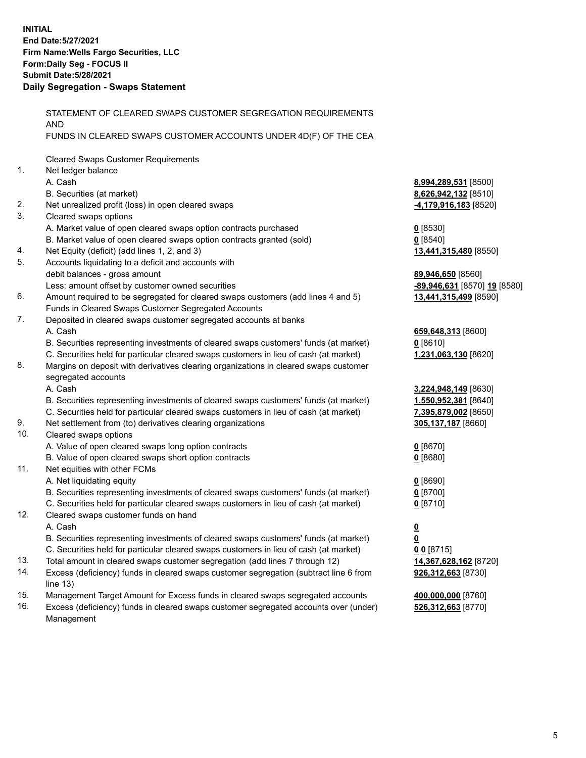**INITIAL**
**End Date:5/27/2021**
**Firm Name:Wells Fargo Securities, LLC**
**Form:Daily Seg - FOCUS II**
**Submit Date:5/28/2021**
**Daily Segregation - Swaps Statement**

STATEMENT OF CLEARED SWAPS CUSTOMER SEGREGATION REQUIREMENTS AND FUNDS IN CLEARED SWAPS CUSTOMER ACCOUNTS UNDER 4D(F) OF THE CEA

| | | |
|---|---|---|
| | Cleared Swaps Customer Requirements | |
| 1. | Net ledger balance | |
| | A. Cash | **8,994,289,531** [8500] |
| | B. Securities (at market) | **8,626,942,132** [8510] |
| 2. | Net unrealized profit (loss) in open cleared swaps | **-4,179,916,183** [8520] |
| 3. | Cleared swaps options | |
| | A. Market value of open cleared swaps option contracts purchased | **0** [8530] |
| | B. Market value of open cleared swaps option contracts granted (sold) | **0** [8540] |
| 4. | Net Equity (deficit) (add lines 1, 2, and 3) | **13,441,315,480** [8550] |
| 5. | Accounts liquidating to a deficit and accounts with debit balances - gross amount | **89,946,650** [8560] |
| | Less: amount offset by customer owned securities | **-89,946,631** [8570] **19** [8580] |
| 6. | Amount required to be segregated for cleared swaps customers (add lines 4 and 5) | **13,441,315,499** [8590] |
| | Funds in Cleared Swaps Customer Segregated Accounts | |
| 7. | Deposited in cleared swaps customer segregated accounts at banks | |
| | A. Cash | **659,648,313** [8600] |
| | B. Securities representing investments of cleared swaps customers' funds (at market) | **0** [8610] |
| | C. Securities held for particular cleared swaps customers in lieu of cash (at market) | **1,231,063,130** [8620] |
| 8. | Margins on deposit with derivatives clearing organizations in cleared swaps customer segregated accounts | |
| | A. Cash | **3,224,948,149** [8630] |
| | B. Securities representing investments of cleared swaps customers' funds (at market) | **1,550,952,381** [8640] |
| | C. Securities held for particular cleared swaps customers in lieu of cash (at market) | **7,395,879,002** [8650] |
| 9. | Net settlement from (to) derivatives clearing organizations | **305,137,187** [8660] |
| 10. | Cleared swaps options | |
| | A. Value of open cleared swaps long option contracts | **0** [8670] |
| | B. Value of open cleared swaps short option contracts | **0** [8680] |
| 11. | Net equities with other FCMs | |
| | A. Net liquidating equity | **0** [8690] |
| | B. Securities representing investments of cleared swaps customers' funds (at market) | **0** [8700] |
| | C. Securities held for particular cleared swaps customers in lieu of cash (at market) | **0** [8710] |
| 12. | Cleared swaps customer funds on hand | |
| | A. Cash | **0** |
| | B. Securities representing investments of cleared swaps customers' funds (at market) | **0** |
| | C. Securities held for particular cleared swaps customers in lieu of cash (at market) | **0** **0** [8715] |
| 13. | Total amount in cleared swaps customer segregation (add lines 7 through 12) | **14,367,628,162** [8720] |
| 14. | Excess (deficiency) funds in cleared swaps customer segregation (subtract line 6 from line 13) | **926,312,663** [8730] |
| 15. | Management Target Amount for Excess funds in cleared swaps segregated accounts | **400,000,000** [8760] |
| 16. | Excess (deficiency) funds in cleared swaps customer segregated accounts over (under) Management | **526,312,663** [8770] |